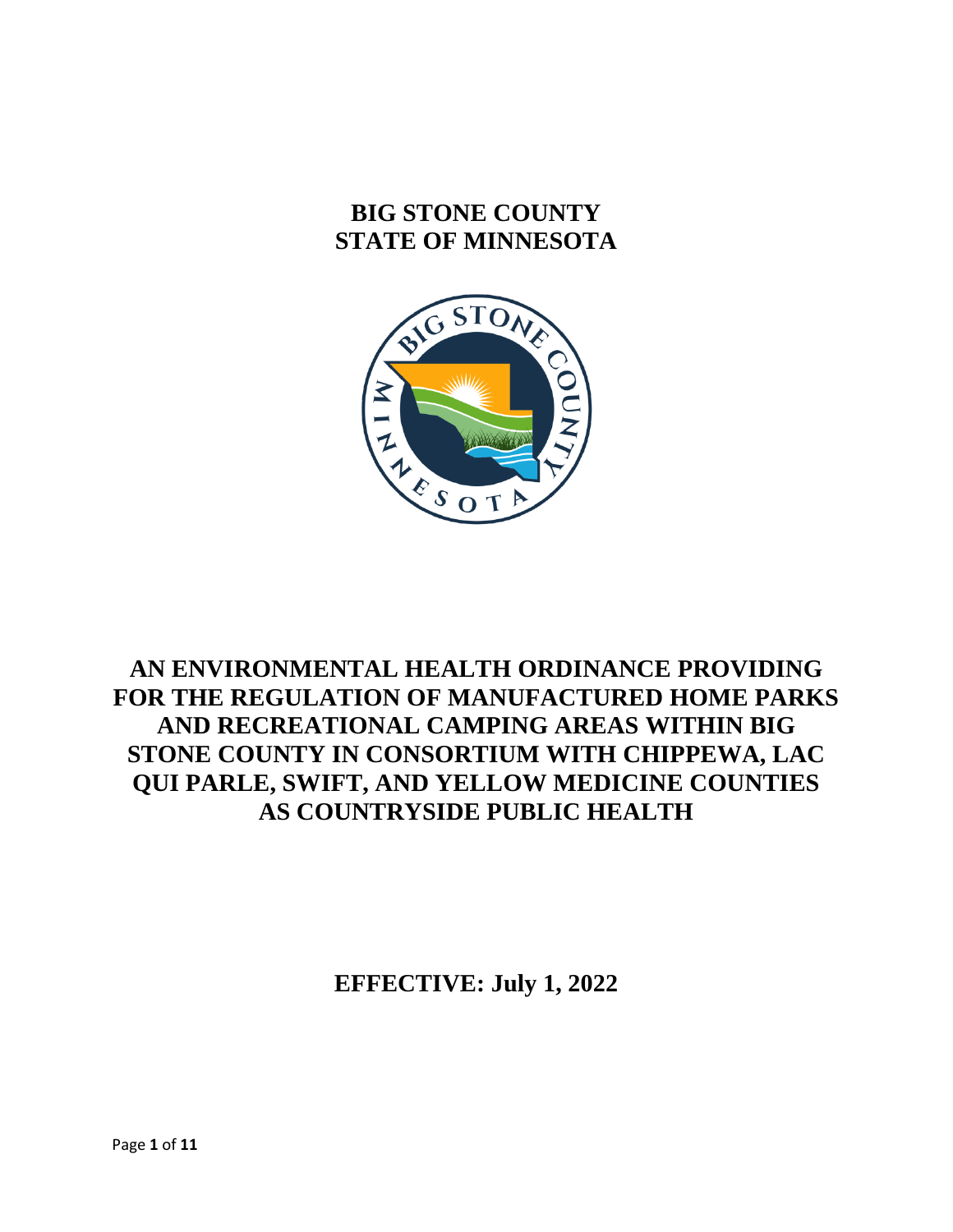# BIG STONE COUNTY
# STATE OF MINNESOTA

# AN ENVIRONMENTAL HEALTH ORDINANCE PROVIDING FOR THE REGULATION OF MANUFACTURED HOME PARKS AND RECREATIONAL CAMPING AREAS WITHIN BIG STONE COUNTY IN CONSORTIUM WITH CHIPPEWA, LAC QUI PARLE, SWIFT, AND YELLOW MEDICINE COUNTIES AS COUNTRYSIDE PUBLIC HEALTH

**EFFECTIVE: July 1, 2022**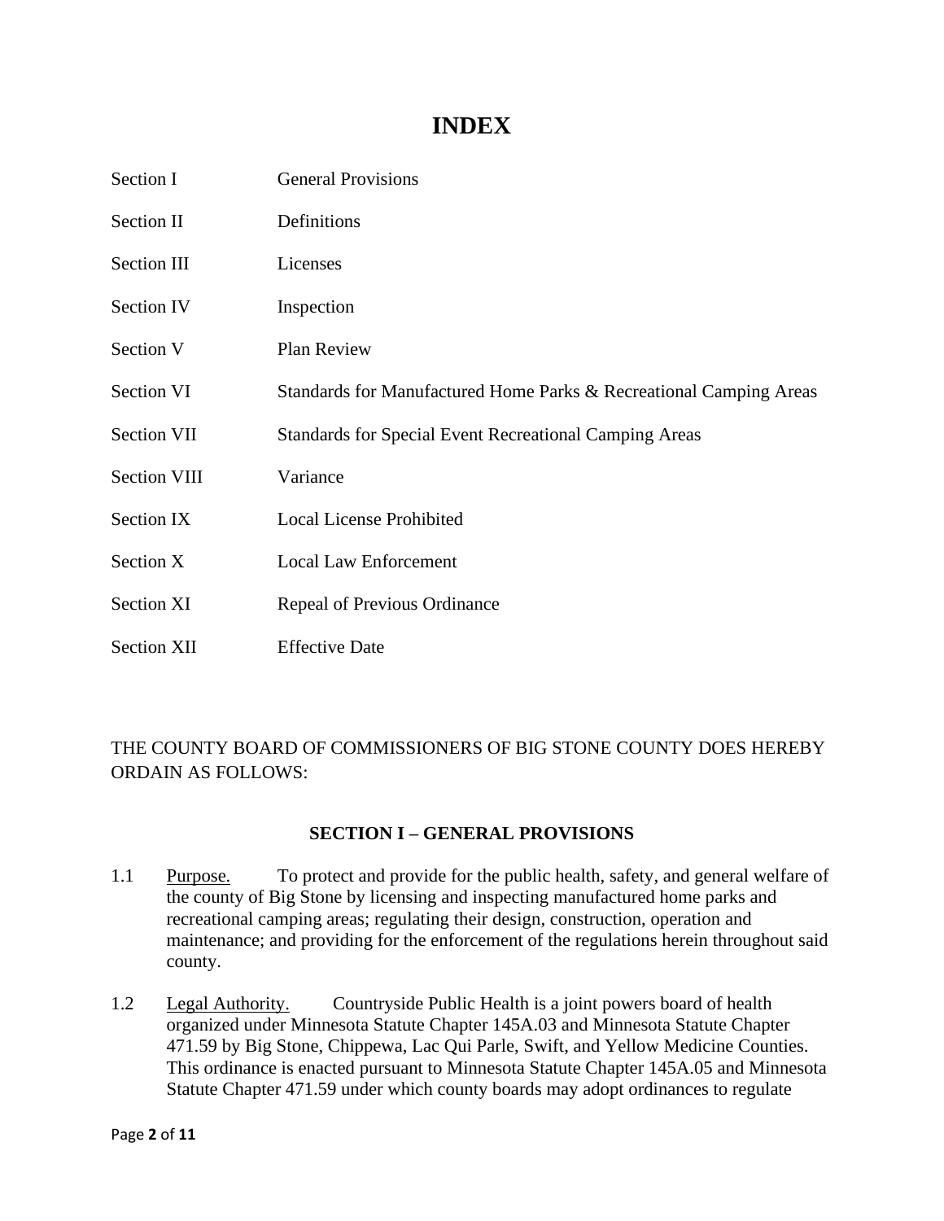# INDEX

| | |
|---|---|
| Section I | General Provisions |
| Section II | Definitions |
| Section III | Licenses |
| Section IV | Inspection |
| Section V | Plan Review |
| Section VI | Standards for Manufactured Home Parks & Recreational Camping Areas |
| Section VII | Standards for Special Event Recreational Camping Areas |
| Section VIII | Variance |
| Section IX | Local License Prohibited |
| Section X | Local Law Enforcement |
| Section XI | Repeal of Previous Ordinance |
| Section XII | Effective Date |

THE COUNTY BOARD OF COMMISSIONERS OF BIG STONE COUNTY DOES HEREBY ORDAIN AS FOLLOWS:

## SECTION I – GENERAL PROVISIONS

1.1 Purpose. To protect and provide for the public health, safety, and general welfare of the county of Big Stone by licensing and inspecting manufactured home parks and recreational camping areas; regulating their design, construction, operation and maintenance; and providing for the enforcement of the regulations herein throughout said county.

1.2 Legal Authority. Countryside Public Health is a joint powers board of health organized under Minnesota Statute Chapter 145A.03 and Minnesota Statute Chapter 471.59 by Big Stone, Chippewa, Lac Qui Parle, Swift, and Yellow Medicine Counties. This ordinance is enacted pursuant to Minnesota Statute Chapter 145A.05 and Minnesota Statute Chapter 471.59 under which county boards may adopt ordinances to regulate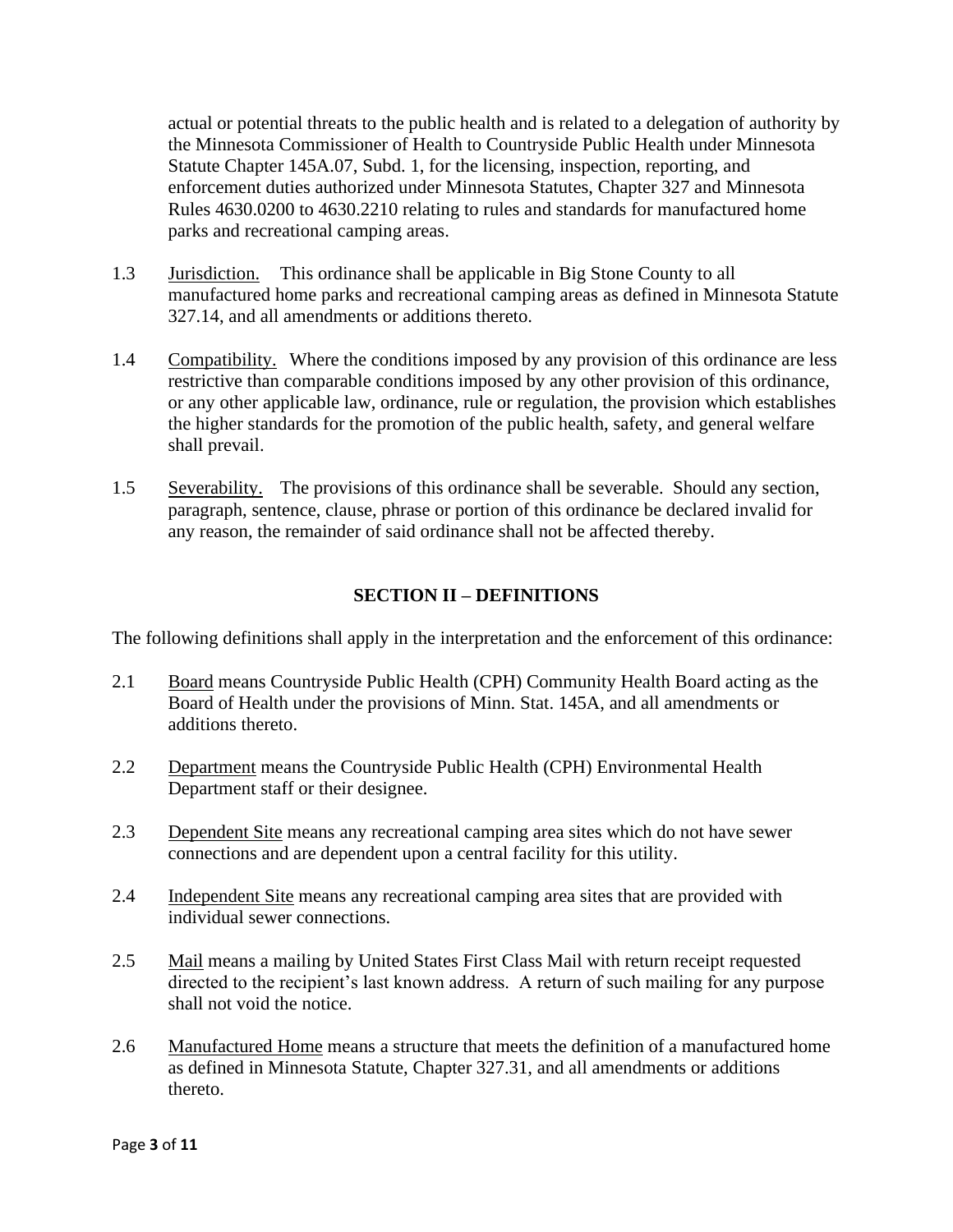actual or potential threats to the public health and is related to a delegation of authority by the Minnesota Commissioner of Health to Countryside Public Health under Minnesota Statute Chapter 145A.07, Subd. 1, for the licensing, inspection, reporting, and enforcement duties authorized under Minnesota Statutes, Chapter 327 and Minnesota Rules 4630.0200 to 4630.2210 relating to rules and standards for manufactured home parks and recreational camping areas.

1.3 Jurisdiction. This ordinance shall be applicable in Big Stone County to all manufactured home parks and recreational camping areas as defined in Minnesota Statute 327.14, and all amendments or additions thereto.

1.4 Compatibility. Where the conditions imposed by any provision of this ordinance are less restrictive than comparable conditions imposed by any other provision of this ordinance, or any other applicable law, ordinance, rule or regulation, the provision which establishes the higher standards for the promotion of the public health, safety, and general welfare shall prevail.

1.5 Severability. The provisions of this ordinance shall be severable. Should any section, paragraph, sentence, clause, phrase or portion of this ordinance be declared invalid for any reason, the remainder of said ordinance shall not be affected thereby.

## SECTION II – DEFINITIONS

The following definitions shall apply in the interpretation and the enforcement of this ordinance:

2.1 Board means Countryside Public Health (CPH) Community Health Board acting as the Board of Health under the provisions of Minn. Stat. 145A, and all amendments or additions thereto.

2.2 Department means the Countryside Public Health (CPH) Environmental Health Department staff or their designee.

2.3 Dependent Site means any recreational camping area sites which do not have sewer connections and are dependent upon a central facility for this utility.

2.4 Independent Site means any recreational camping area sites that are provided with individual sewer connections.

2.5 Mail means a mailing by United States First Class Mail with return receipt requested directed to the recipient's last known address. A return of such mailing for any purpose shall not void the notice.

2.6 Manufactured Home means a structure that meets the definition of a manufactured home as defined in Minnesota Statute, Chapter 327.31, and all amendments or additions thereto.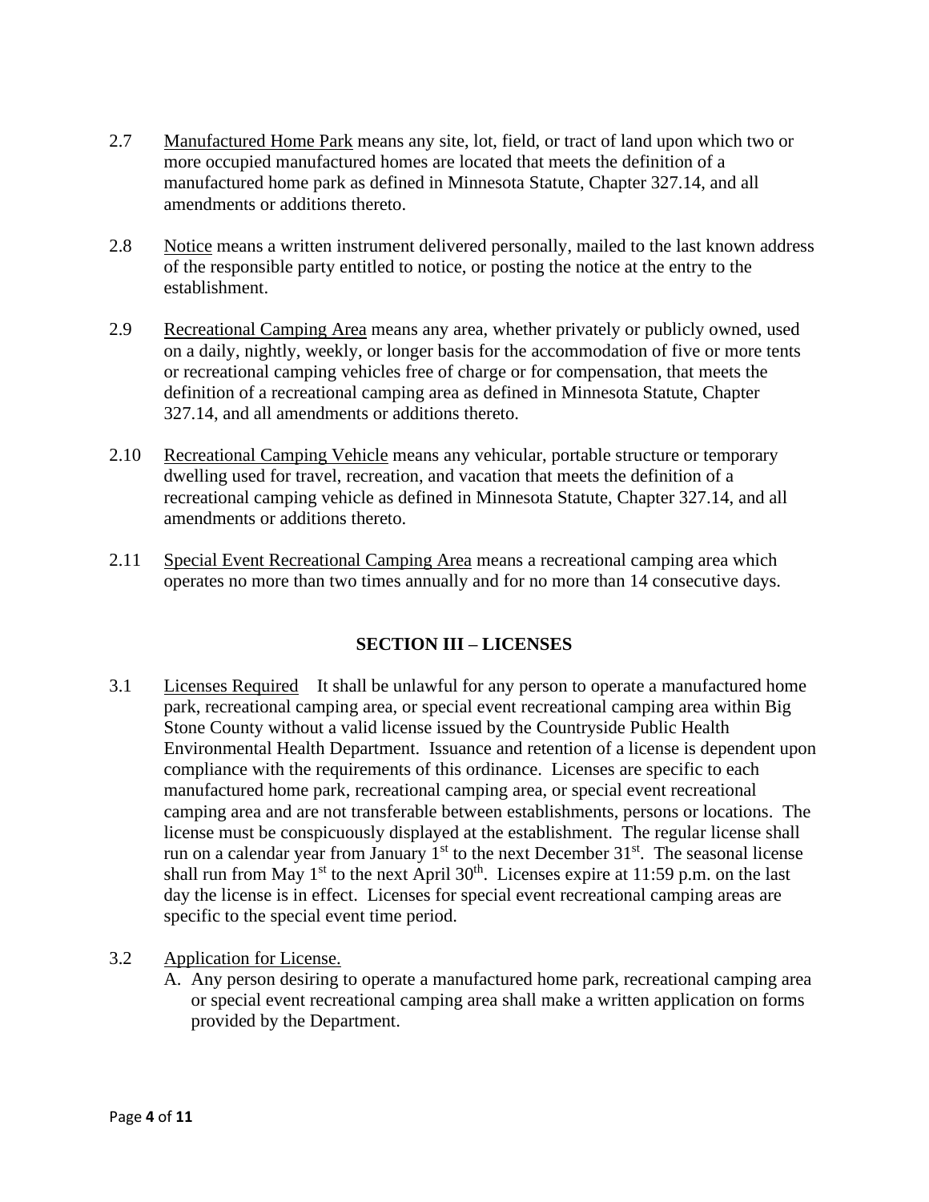2.7 Manufactured Home Park means any site, lot, field, or tract of land upon which two or more occupied manufactured homes are located that meets the definition of a manufactured home park as defined in Minnesota Statute, Chapter 327.14, and all amendments or additions thereto.

2.8 Notice means a written instrument delivered personally, mailed to the last known address of the responsible party entitled to notice, or posting the notice at the entry to the establishment.

2.9 Recreational Camping Area means any area, whether privately or publicly owned, used on a daily, nightly, weekly, or longer basis for the accommodation of five or more tents or recreational camping vehicles free of charge or for compensation, that meets the definition of a recreational camping area as defined in Minnesota Statute, Chapter 327.14, and all amendments or additions thereto.

2.10 Recreational Camping Vehicle means any vehicular, portable structure or temporary dwelling used for travel, recreation, and vacation that meets the definition of a recreational camping vehicle as defined in Minnesota Statute, Chapter 327.14, and all amendments or additions thereto.

2.11 Special Event Recreational Camping Area means a recreational camping area which operates no more than two times annually and for no more than 14 consecutive days.

## SECTION III – LICENSES

3.1 Licenses Required It shall be unlawful for any person to operate a manufactured home park, recreational camping area, or special event recreational camping area within Big Stone County without a valid license issued by the Countryside Public Health Environmental Health Department. Issuance and retention of a license is dependent upon compliance with the requirements of this ordinance. Licenses are specific to each manufactured home park, recreational camping area, or special event recreational camping area and are not transferable between establishments, persons or locations. The license must be conspicuously displayed at the establishment. The regular license shall run on a calendar year from January 1st to the next December 31st. The seasonal license shall run from May 1st to the next April 30th. Licenses expire at 11:59 p.m. on the last day the license is in effect. Licenses for special event recreational camping areas are specific to the special event time period.

3.2 Application for License.

A. Any person desiring to operate a manufactured home park, recreational camping area or special event recreational camping area shall make a written application on forms provided by the Department.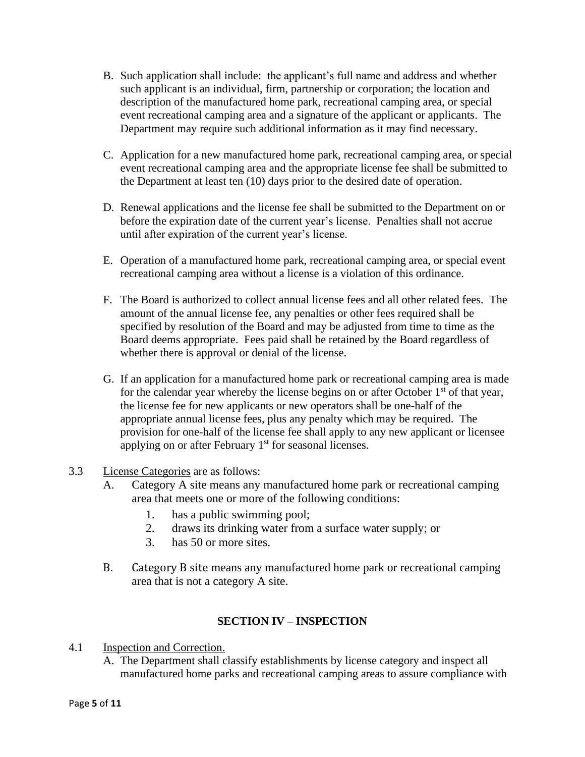B. Such application shall include: the applicant's full name and address and whether such applicant is an individual, firm, partnership or corporation; the location and description of the manufactured home park, recreational camping area, or special event recreational camping area and a signature of the applicant or applicants. The Department may require such additional information as it may find necessary.

C. Application for a new manufactured home park, recreational camping area, or special event recreational camping area and the appropriate license fee shall be submitted to the Department at least ten (10) days prior to the desired date of operation.

D. Renewal applications and the license fee shall be submitted to the Department on or before the expiration date of the current year's license. Penalties shall not accrue until after expiration of the current year's license.

E. Operation of a manufactured home park, recreational camping area, or special event recreational camping area without a license is a violation of this ordinance.

F. The Board is authorized to collect annual license fees and all other related fees. The amount of the annual license fee, any penalties or other fees required shall be specified by resolution of the Board and may be adjusted from time to time as the Board deems appropriate. Fees paid shall be retained by the Board regardless of whether there is approval or denial of the license.

G. If an application for a manufactured home park or recreational camping area is made for the calendar year whereby the license begins on or after October 1st of that year, the license fee for new applicants or new operators shall be one-half of the appropriate annual license fees, plus any penalty which may be required. The provision for one-half of the license fee shall apply to any new applicant or licensee applying on or after February 1st for seasonal licenses.

3.3 License Categories are as follows:

A. Category A site means any manufactured home park or recreational camping area that meets one or more of the following conditions:
   1. has a public swimming pool;
   2. draws its drinking water from a surface water supply; or
   3. has 50 or more sites.

B. Category B site means any manufactured home park or recreational camping area that is not a category A site.

## SECTION IV – INSPECTION

4.1 Inspection and Correction.

A. The Department shall classify establishments by license category and inspect all manufactured home parks and recreational camping areas to assure compliance with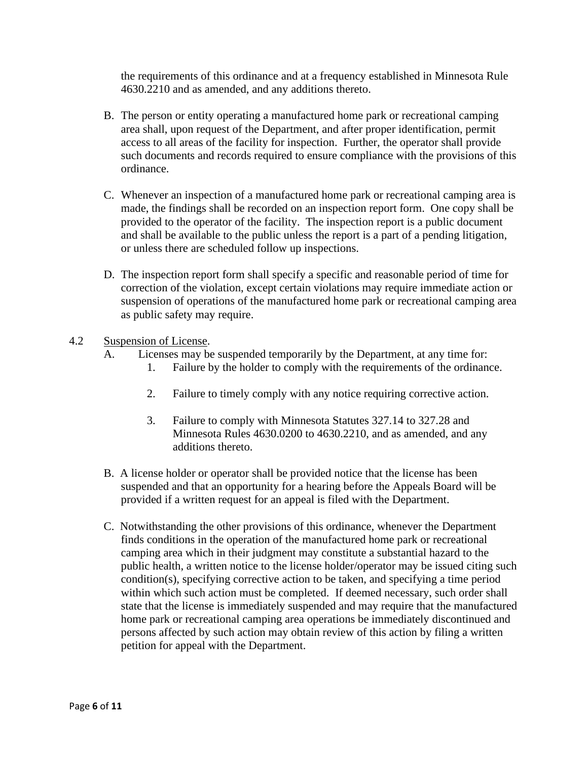the requirements of this ordinance and at a frequency established in Minnesota Rule 4630.2210 and as amended, and any additions thereto.

B. The person or entity operating a manufactured home park or recreational camping area shall, upon request of the Department, and after proper identification, permit access to all areas of the facility for inspection. Further, the operator shall provide such documents and records required to ensure compliance with the provisions of this ordinance.

C. Whenever an inspection of a manufactured home park or recreational camping area is made, the findings shall be recorded on an inspection report form. One copy shall be provided to the operator of the facility. The inspection report is a public document and shall be available to the public unless the report is a part of a pending litigation, or unless there are scheduled follow up inspections.

D. The inspection report form shall specify a specific and reasonable period of time for correction of the violation, except certain violations may require immediate action or suspension of operations of the manufactured home park or recreational camping area as public safety may require.

4.2 Suspension of License.

A. Licenses may be suspended temporarily by the Department, at any time for:

1. Failure by the holder to comply with the requirements of the ordinance.

2. Failure to timely comply with any notice requiring corrective action.

3. Failure to comply with Minnesota Statutes 327.14 to 327.28 and Minnesota Rules 4630.0200 to 4630.2210, and as amended, and any additions thereto.

B. A license holder or operator shall be provided notice that the license has been suspended and that an opportunity for a hearing before the Appeals Board will be provided if a written request for an appeal is filed with the Department.

C. Notwithstanding the other provisions of this ordinance, whenever the Department finds conditions in the operation of the manufactured home park or recreational camping area which in their judgment may constitute a substantial hazard to the public health, a written notice to the license holder/operator may be issued citing such condition(s), specifying corrective action to be taken, and specifying a time period within which such action must be completed. If deemed necessary, such order shall state that the license is immediately suspended and may require that the manufactured home park or recreational camping area operations be immediately discontinued and persons affected by such action may obtain review of this action by filing a written petition for appeal with the Department.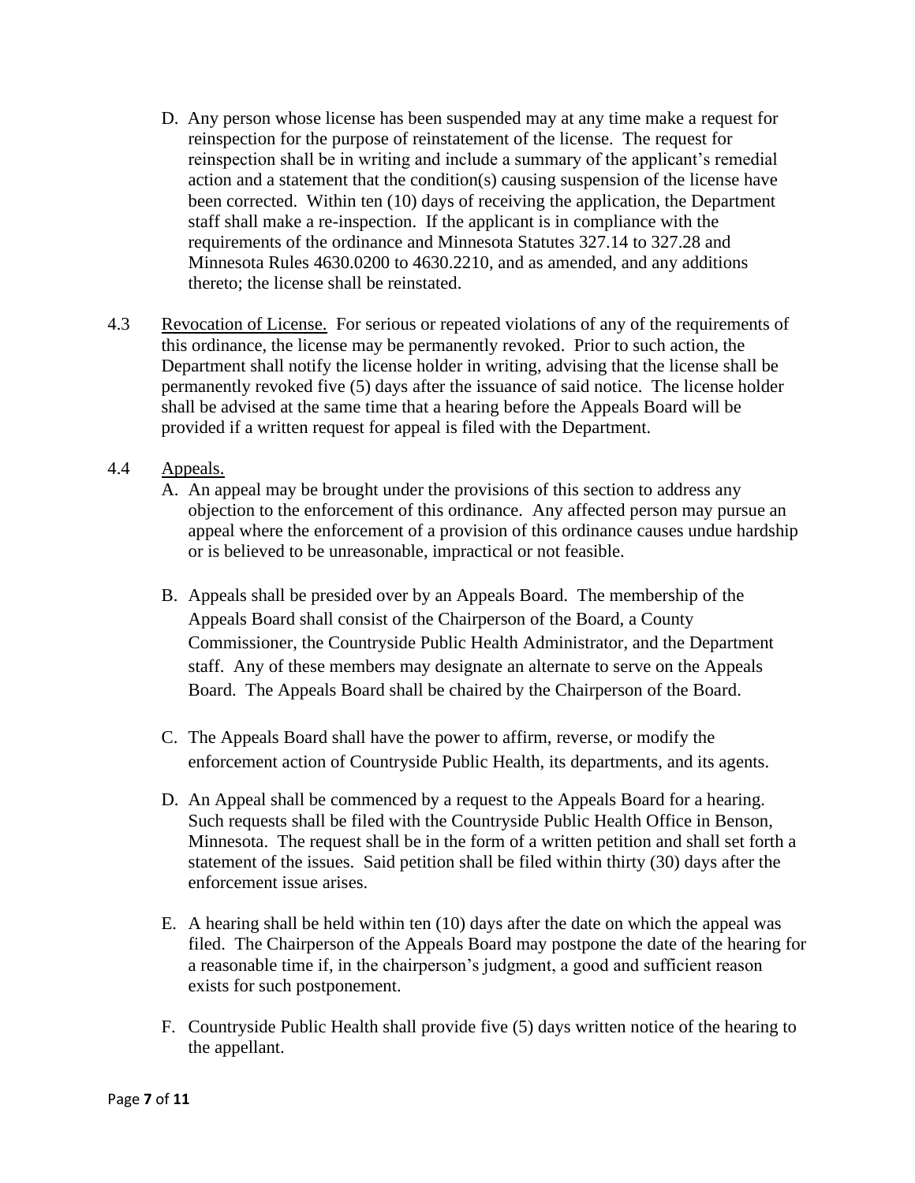D. Any person whose license has been suspended may at any time make a request for reinspection for the purpose of reinstatement of the license. The request for reinspection shall be in writing and include a summary of the applicant's remedial action and a statement that the condition(s) causing suspension of the license have been corrected. Within ten (10) days of receiving the application, the Department staff shall make a re-inspection. If the applicant is in compliance with the requirements of the ordinance and Minnesota Statutes 327.14 to 327.28 and Minnesota Rules 4630.0200 to 4630.2210, and as amended, and any additions thereto; the license shall be reinstated.

4.3 Revocation of License. For serious or repeated violations of any of the requirements of this ordinance, the license may be permanently revoked. Prior to such action, the Department shall notify the license holder in writing, advising that the license shall be permanently revoked five (5) days after the issuance of said notice. The license holder shall be advised at the same time that a hearing before the Appeals Board will be provided if a written request for appeal is filed with the Department.

4.4 Appeals.

A. An appeal may be brought under the provisions of this section to address any objection to the enforcement of this ordinance. Any affected person may pursue an appeal where the enforcement of a provision of this ordinance causes undue hardship or is believed to be unreasonable, impractical or not feasible.

B. Appeals shall be presided over by an Appeals Board. The membership of the Appeals Board shall consist of the Chairperson of the Board, a County Commissioner, the Countryside Public Health Administrator, and the Department staff. Any of these members may designate an alternate to serve on the Appeals Board. The Appeals Board shall be chaired by the Chairperson of the Board.

C. The Appeals Board shall have the power to affirm, reverse, or modify the enforcement action of Countryside Public Health, its departments, and its agents.

D. An Appeal shall be commenced by a request to the Appeals Board for a hearing. Such requests shall be filed with the Countryside Public Health Office in Benson, Minnesota. The request shall be in the form of a written petition and shall set forth a statement of the issues. Said petition shall be filed within thirty (30) days after the enforcement issue arises.

E. A hearing shall be held within ten (10) days after the date on which the appeal was filed. The Chairperson of the Appeals Board may postpone the date of the hearing for a reasonable time if, in the chairperson's judgment, a good and sufficient reason exists for such postponement.

F. Countryside Public Health shall provide five (5) days written notice of the hearing to the appellant.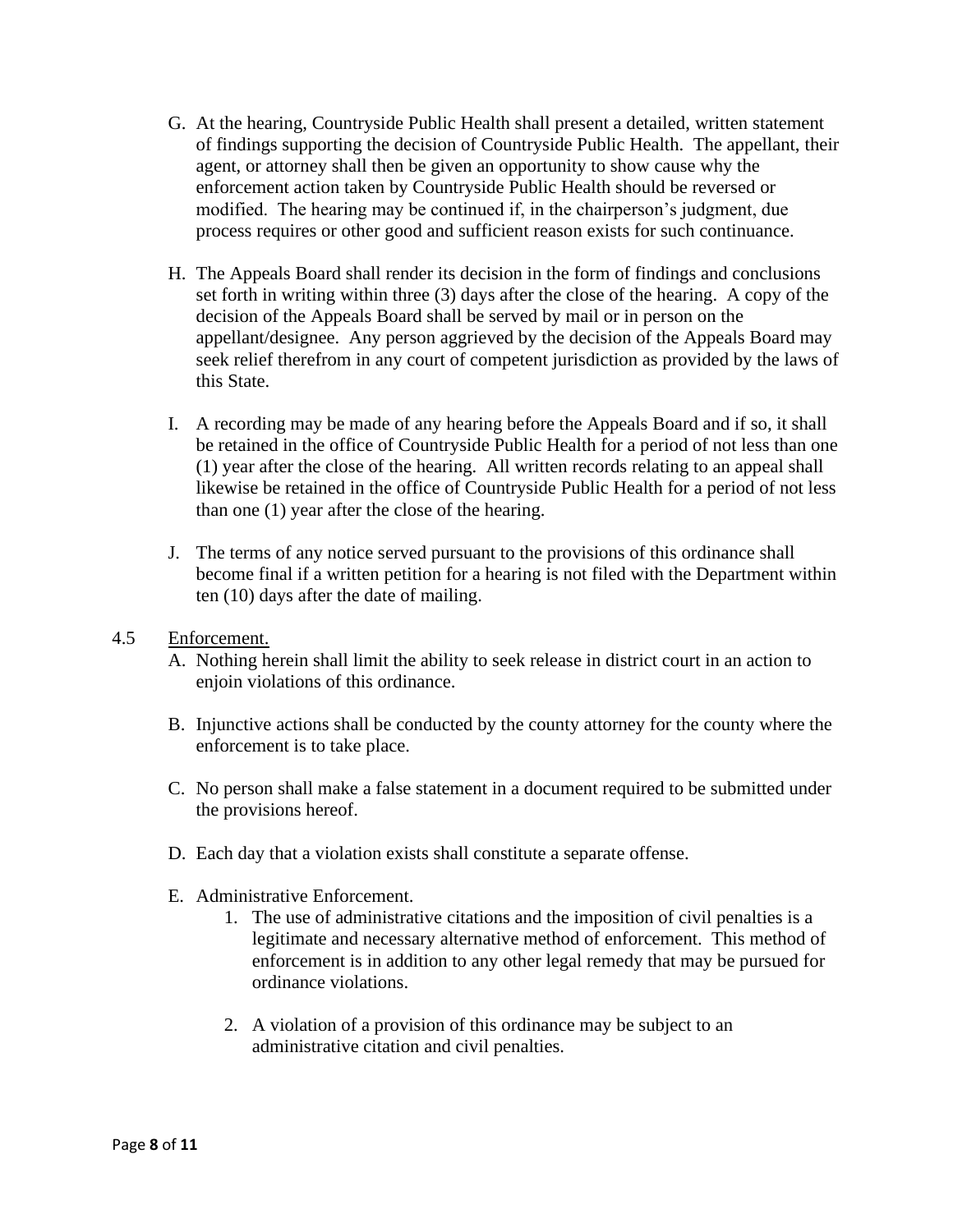G. At the hearing, Countryside Public Health shall present a detailed, written statement of findings supporting the decision of Countryside Public Health. The appellant, their agent, or attorney shall then be given an opportunity to show cause why the enforcement action taken by Countryside Public Health should be reversed or modified. The hearing may be continued if, in the chairperson's judgment, due process requires or other good and sufficient reason exists for such continuance.

H. The Appeals Board shall render its decision in the form of findings and conclusions set forth in writing within three (3) days after the close of the hearing. A copy of the decision of the Appeals Board shall be served by mail or in person on the appellant/designee. Any person aggrieved by the decision of the Appeals Board may seek relief therefrom in any court of competent jurisdiction as provided by the laws of this State.

I. A recording may be made of any hearing before the Appeals Board and if so, it shall be retained in the office of Countryside Public Health for a period of not less than one (1) year after the close of the hearing. All written records relating to an appeal shall likewise be retained in the office of Countryside Public Health for a period of not less than one (1) year after the close of the hearing.

J. The terms of any notice served pursuant to the provisions of this ordinance shall become final if a written petition for a hearing is not filed with the Department within ten (10) days after the date of mailing.

4.5 <u>Enforcement.</u>

A. Nothing herein shall limit the ability to seek release in district court in an action to enjoin violations of this ordinance.

B. Injunctive actions shall be conducted by the county attorney for the county where the enforcement is to take place.

C. No person shall make a false statement in a document required to be submitted under the provisions hereof.

D. Each day that a violation exists shall constitute a separate offense.

E. Administrative Enforcement.

   1. The use of administrative citations and the imposition of civil penalties is a legitimate and necessary alternative method of enforcement. This method of enforcement is in addition to any other legal remedy that may be pursued for ordinance violations.

   2. A violation of a provision of this ordinance may be subject to an administrative citation and civil penalties.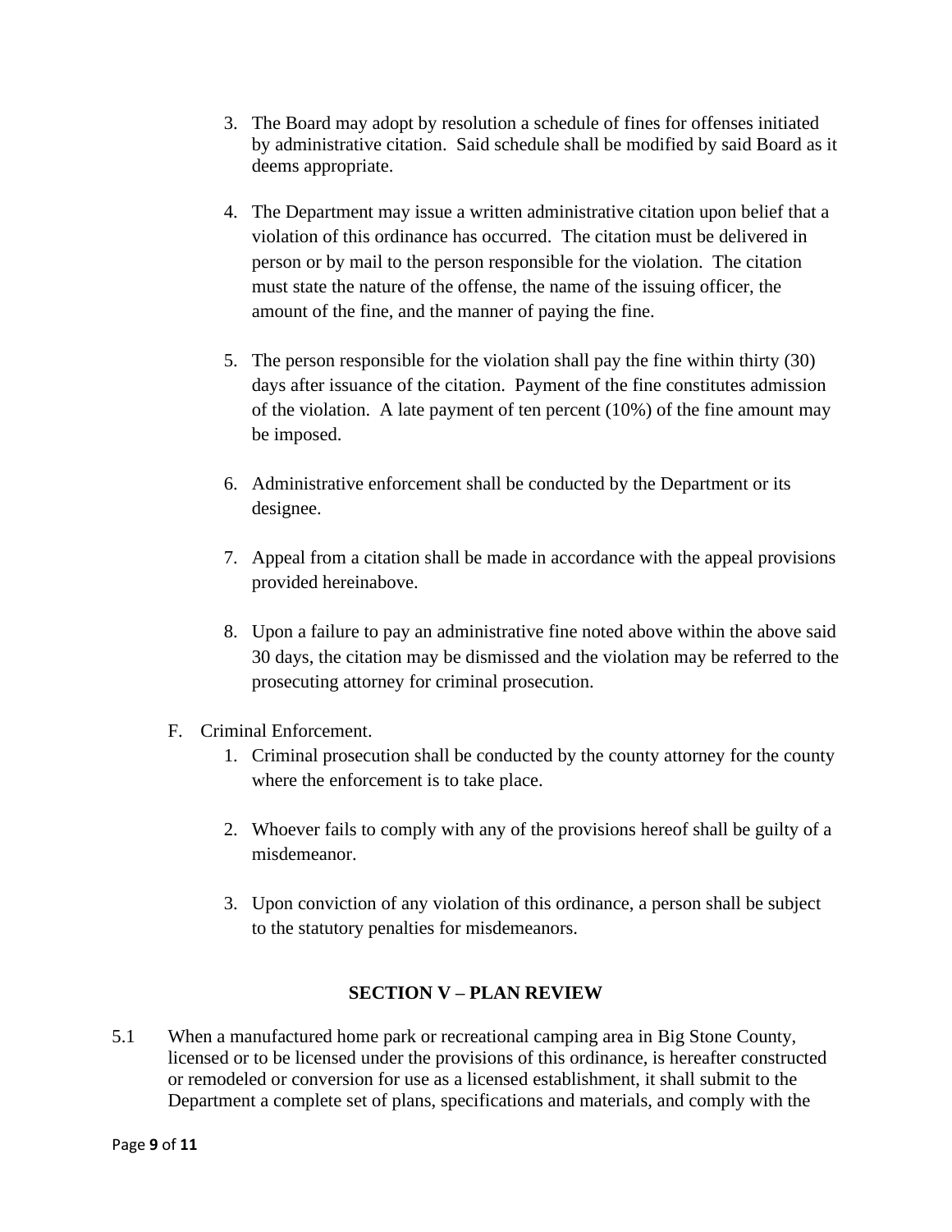3. The Board may adopt by resolution a schedule of fines for offenses initiated by administrative citation. Said schedule shall be modified by said Board as it deems appropriate.

4. The Department may issue a written administrative citation upon belief that a violation of this ordinance has occurred. The citation must be delivered in person or by mail to the person responsible for the violation. The citation must state the nature of the offense, the name of the issuing officer, the amount of the fine, and the manner of paying the fine.

5. The person responsible for the violation shall pay the fine within thirty (30) days after issuance of the citation. Payment of the fine constitutes admission of the violation. A late payment of ten percent (10%) of the fine amount may be imposed.

6. Administrative enforcement shall be conducted by the Department or its designee.

7. Appeal from a citation shall be made in accordance with the appeal provisions provided hereinabove.

8. Upon a failure to pay an administrative fine noted above within the above said 30 days, the citation may be dismissed and the violation may be referred to the prosecuting attorney for criminal prosecution.

F. Criminal Enforcement.

1. Criminal prosecution shall be conducted by the county attorney for the county where the enforcement is to take place.

2. Whoever fails to comply with any of the provisions hereof shall be guilty of a misdemeanor.

3. Upon conviction of any violation of this ordinance, a person shall be subject to the statutory penalties for misdemeanors.

## SECTION V – PLAN REVIEW

5.1 When a manufactured home park or recreational camping area in Big Stone County, licensed or to be licensed under the provisions of this ordinance, is hereafter constructed or remodeled or conversion for use as a licensed establishment, it shall submit to the Department a complete set of plans, specifications and materials, and comply with the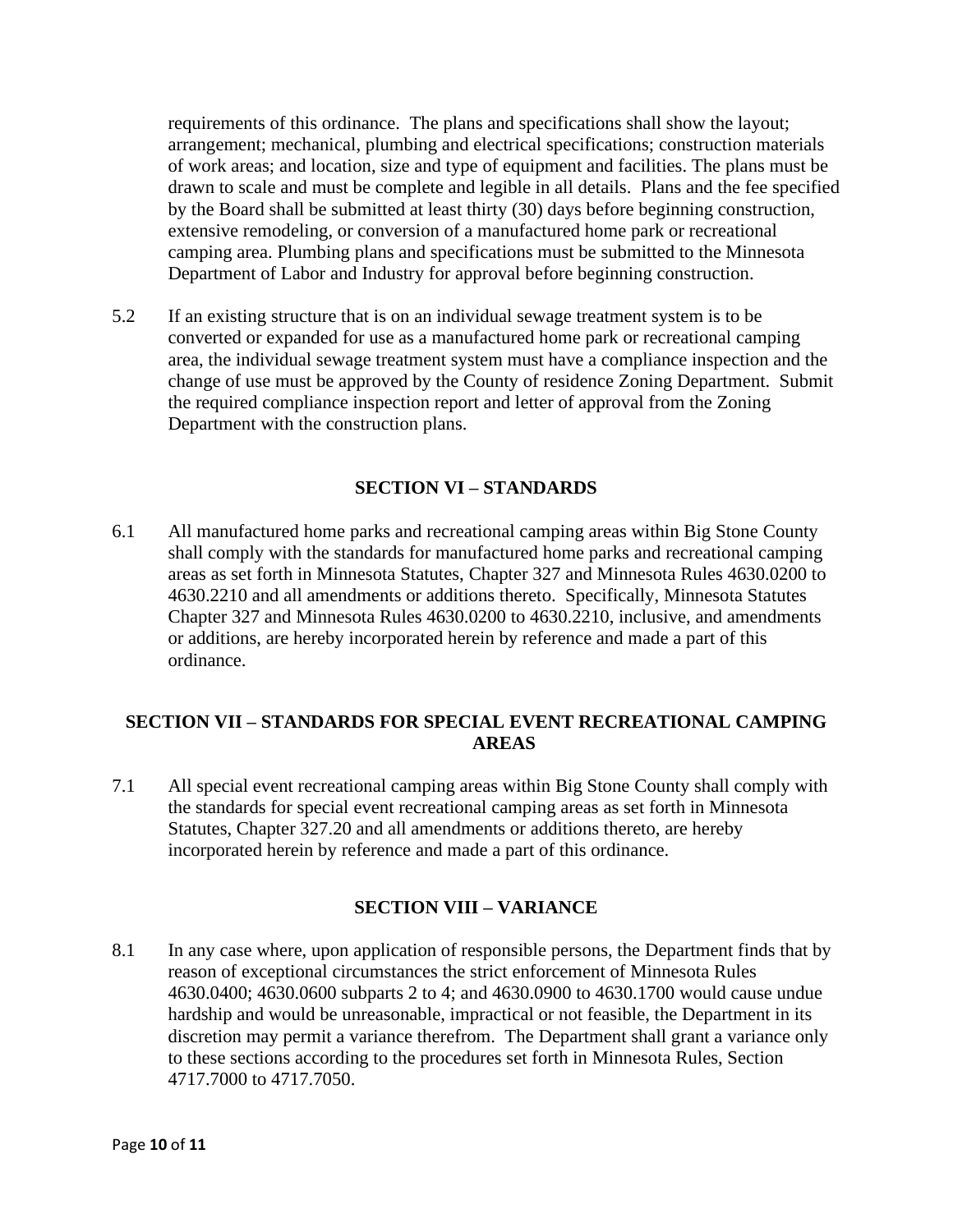requirements of this ordinance. The plans and specifications shall show the layout; arrangement; mechanical, plumbing and electrical specifications; construction materials of work areas; and location, size and type of equipment and facilities. The plans must be drawn to scale and must be complete and legible in all details. Plans and the fee specified by the Board shall be submitted at least thirty (30) days before beginning construction, extensive remodeling, or conversion of a manufactured home park or recreational camping area. Plumbing plans and specifications must be submitted to the Minnesota Department of Labor and Industry for approval before beginning construction.

5.2 If an existing structure that is on an individual sewage treatment system is to be converted or expanded for use as a manufactured home park or recreational camping area, the individual sewage treatment system must have a compliance inspection and the change of use must be approved by the County of residence Zoning Department. Submit the required compliance inspection report and letter of approval from the Zoning Department with the construction plans.

## SECTION VI – STANDARDS

6.1 All manufactured home parks and recreational camping areas within Big Stone County shall comply with the standards for manufactured home parks and recreational camping areas as set forth in Minnesota Statutes, Chapter 327 and Minnesota Rules 4630.0200 to 4630.2210 and all amendments or additions thereto. Specifically, Minnesota Statutes Chapter 327 and Minnesota Rules 4630.0200 to 4630.2210, inclusive, and amendments or additions, are hereby incorporated herein by reference and made a part of this ordinance.

## SECTION VII – STANDARDS FOR SPECIAL EVENT RECREATIONAL CAMPING AREAS

7.1 All special event recreational camping areas within Big Stone County shall comply with the standards for special event recreational camping areas as set forth in Minnesota Statutes, Chapter 327.20 and all amendments or additions thereto, are hereby incorporated herein by reference and made a part of this ordinance.

## SECTION VIII – VARIANCE

8.1 In any case where, upon application of responsible persons, the Department finds that by reason of exceptional circumstances the strict enforcement of Minnesota Rules 4630.0400; 4630.0600 subparts 2 to 4; and 4630.0900 to 4630.1700 would cause undue hardship and would be unreasonable, impractical or not feasible, the Department in its discretion may permit a variance therefrom. The Department shall grant a variance only to these sections according to the procedures set forth in Minnesota Rules, Section 4717.7000 to 4717.7050.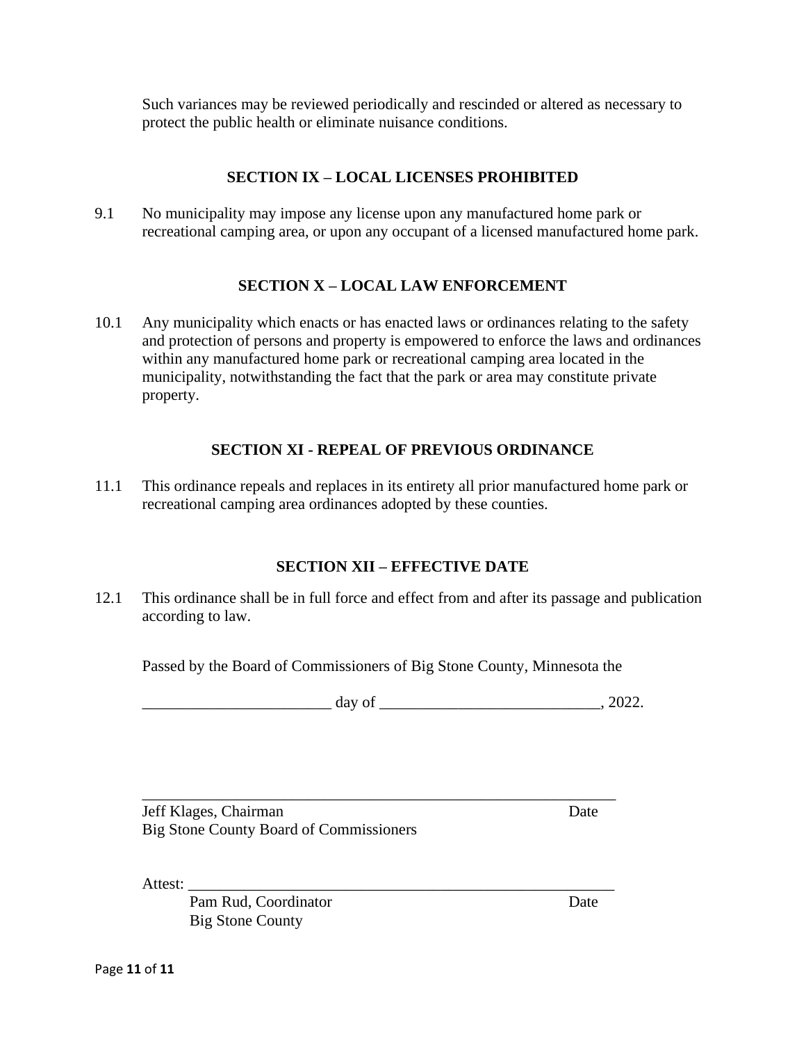Such variances may be reviewed periodically and rescinded or altered as necessary to protect the public health or eliminate nuisance conditions.

## SECTION IX – LOCAL LICENSES PROHIBITED

9.1 No municipality may impose any license upon any manufactured home park or recreational camping area, or upon any occupant of a licensed manufactured home park.

## SECTION X – LOCAL LAW ENFORCEMENT

10.1 Any municipality which enacts or has enacted laws or ordinances relating to the safety and protection of persons and property is empowered to enforce the laws and ordinances within any manufactured home park or recreational camping area located in the municipality, notwithstanding the fact that the park or area may constitute private property.

## SECTION XI - REPEAL OF PREVIOUS ORDINANCE

11.1 This ordinance repeals and replaces in its entirety all prior manufactured home park or recreational camping area ordinances adopted by these counties.

## SECTION XII – EFFECTIVE DATE

12.1 This ordinance shall be in full force and effect from and after its passage and publication according to law.

Passed by the Board of Commissioners of Big Stone County, Minnesota the

________________________ day of ____________________________, 2022.

_______________________________________________________________

Jeff Klages, Chairman Date
Big Stone County Board of Commissioners

Attest: _________________________________________________________

Pam Rud, Coordinator Date
Big Stone County